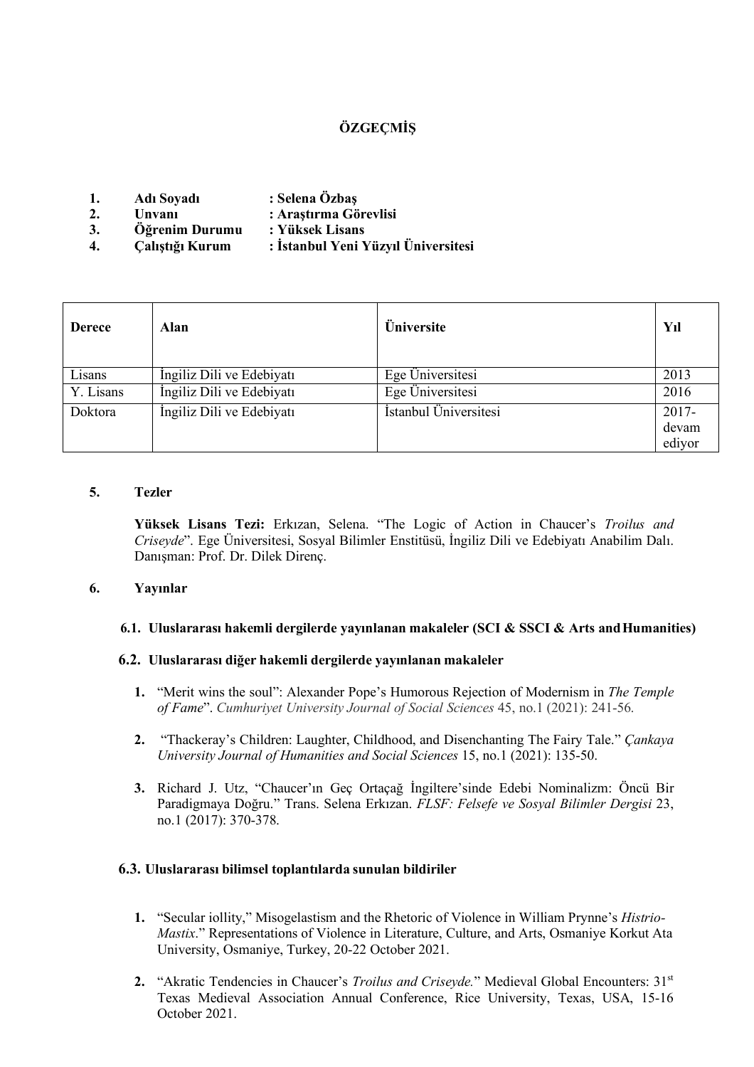# ÖZGEÇMİŞ

1. **Adı Soyadı** : **Selena Özbaş**
2. **Unvanı** : **Araştırma Görevlisi**
3. **Öğrenim Durumu** : **Yüksek Lisans**
4. **Çalıştığı Kurum** : **İstanbul Yeni Yüzyıl Üniversitesi**

| **Derece** | **Alan** | **Üniversite** | **Yıl** |
|---|---|---|---|
| Lisans | İngiliz Dili ve Edebiyatı | Ege Üniversitesi | 2013 |
| Y. Lisans | İngiliz Dili ve Edebiyatı | Ege Üniversitesi | 2016 |
| Doktora | İngiliz Dili ve Edebiyatı | İstanbul Üniversitesi | 2017-devam ediyor |

5. **Tezler**

**Yüksek Lisans Tezi:** Erkızan, Selena. "The Logic of Action in Chaucer's *Troilus and Criseyde*". Ege Üniversitesi, Sosyal Bilimler Enstitüsü, İngiliz Dili ve Edebiyatı Anabilim Dalı. Danışman: Prof. Dr. Dilek Direnç.

6. **Yayınlar**

**6.1. Uluslararası hakemli dergilerde yayınlanan makaleler (SCI & SSCI & Arts and Humanities)**

**6.2. Uluslararası diğer hakemli dergilerde yayınlanan makaleler**

1. "Merit wins the soul": Alexander Pope's Humorous Rejection of Modernism in *The Temple of Fame*". *Cumhuriyet University Journal of Social Sciences* 45, no.1 (2021): 241-56.
2. "Thackeray's Children: Laughter, Childhood, and Disenchanting The Fairy Tale." *Çankaya University Journal of Humanities and Social Sciences* 15, no.1 (2021): 135-50.
3. Richard J. Utz, "Chaucer'ın Geç Ortaçağ İngiltere'sinde Edebi Nominalizm: Öncü Bir Paradigmaya Doğru." Trans. Selena Erkızan. *FLSF: Felsefe ve Sosyal Bilimler Dergisi* 23, no.1 (2017): 370-378.

**6.3. Uluslararası bilimsel toplantılarda sunulan bildiriler**

1. "Secular iollity," Misogelastism and the Rhetoric of Violence in William Prynne's *Histrio-Mastix*." Representations of Violence in Literature, Culture, and Arts, Osmaniye Korkut Ata University, Osmaniye, Turkey, 20-22 October 2021.
2. "Akratic Tendencies in Chaucer's *Troilus and Criseyde.*" Medieval Global Encounters: 31st Texas Medieval Association Annual Conference, Rice University, Texas, USA, 15-16 October 2021.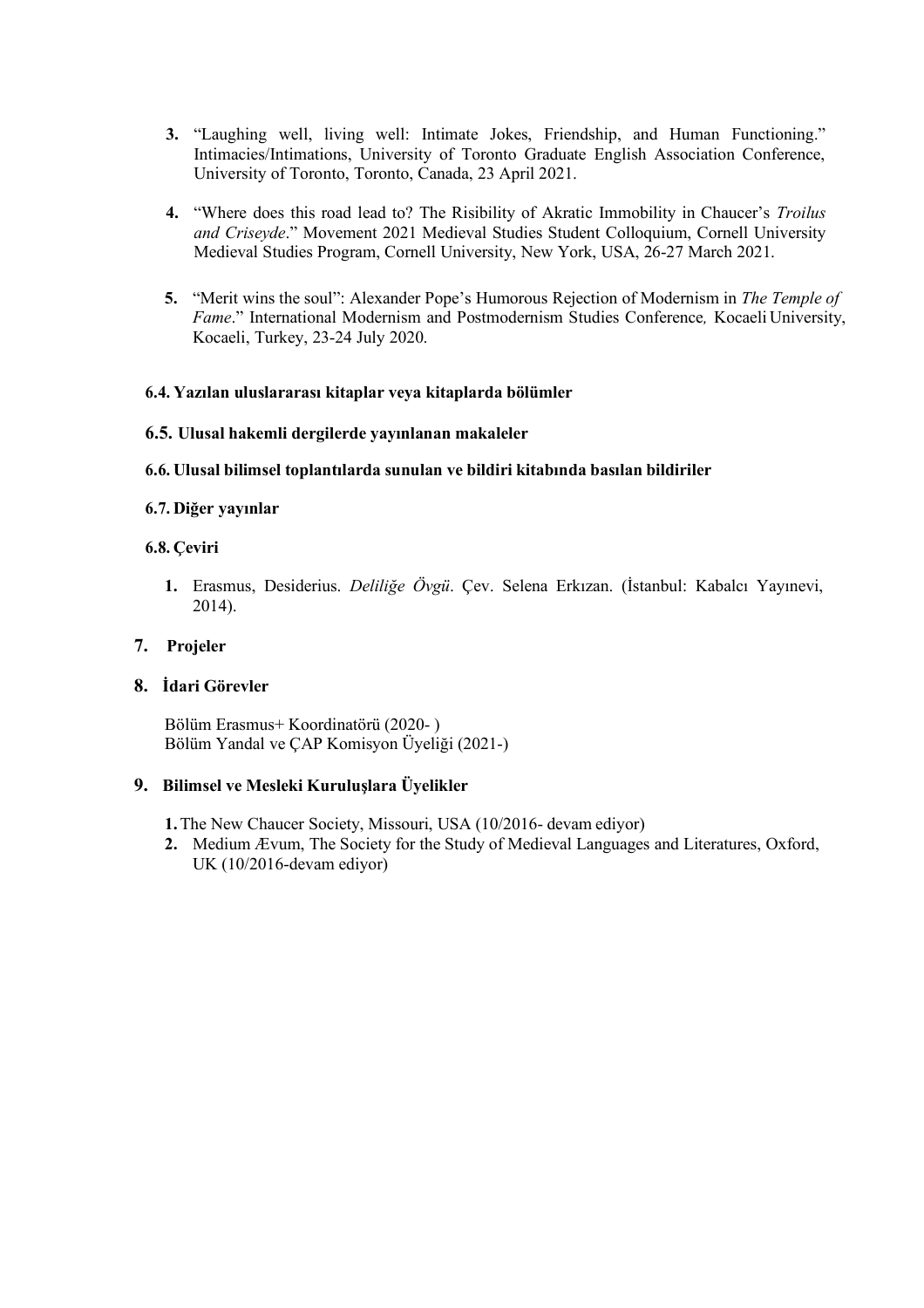3. "Laughing well, living well: Intimate Jokes, Friendship, and Human Functioning." Intimacies/Intimations, University of Toronto Graduate English Association Conference, University of Toronto, Toronto, Canada, 23 April 2021.

4. "Where does this road lead to? The Risibility of Akratic Immobility in Chaucer's *Troilus and Criseyde*." Movement 2021 Medieval Studies Student Colloquium, Cornell University Medieval Studies Program, Cornell University, New York, USA, 26-27 March 2021.

5. "Merit wins the soul": Alexander Pope's Humorous Rejection of Modernism in *The Temple of Fame*." International Modernism and Postmodernism Studies Conference, Kocaeli University, Kocaeli, Turkey, 23-24 July 2020.

### 6.4. Yazılan uluslararası kitaplar veya kitaplarda bölümler

### 6.5. Ulusal hakemli dergilerde yayınlanan makaleler

### 6.6. Ulusal bilimsel toplantılarda sunulan ve bildiri kitabında basılan bildiriler

### 6.7. Diğer yayınlar

### 6.8. Çeviri

1. Erasmus, Desiderius. *Deliliğe Övgü*. Çev. Selena Erkızan. (İstanbul: Kabalcı Yayınevi, 2014).

## 7. Projeler

## 8. İdari Görevler

Bölüm Erasmus+ Koordinatörü (2020- )
Bölüm Yandal ve ÇAP Komisyon Üyeliği (2021-)

## 9. Bilimsel ve Mesleki Kuruluşlara Üyelikler

1. The New Chaucer Society, Missouri, USA (10/2016- devam ediyor)
2. Medium Ævum, The Society for the Study of Medieval Languages and Literatures, Oxford, UK (10/2016-devam ediyor)